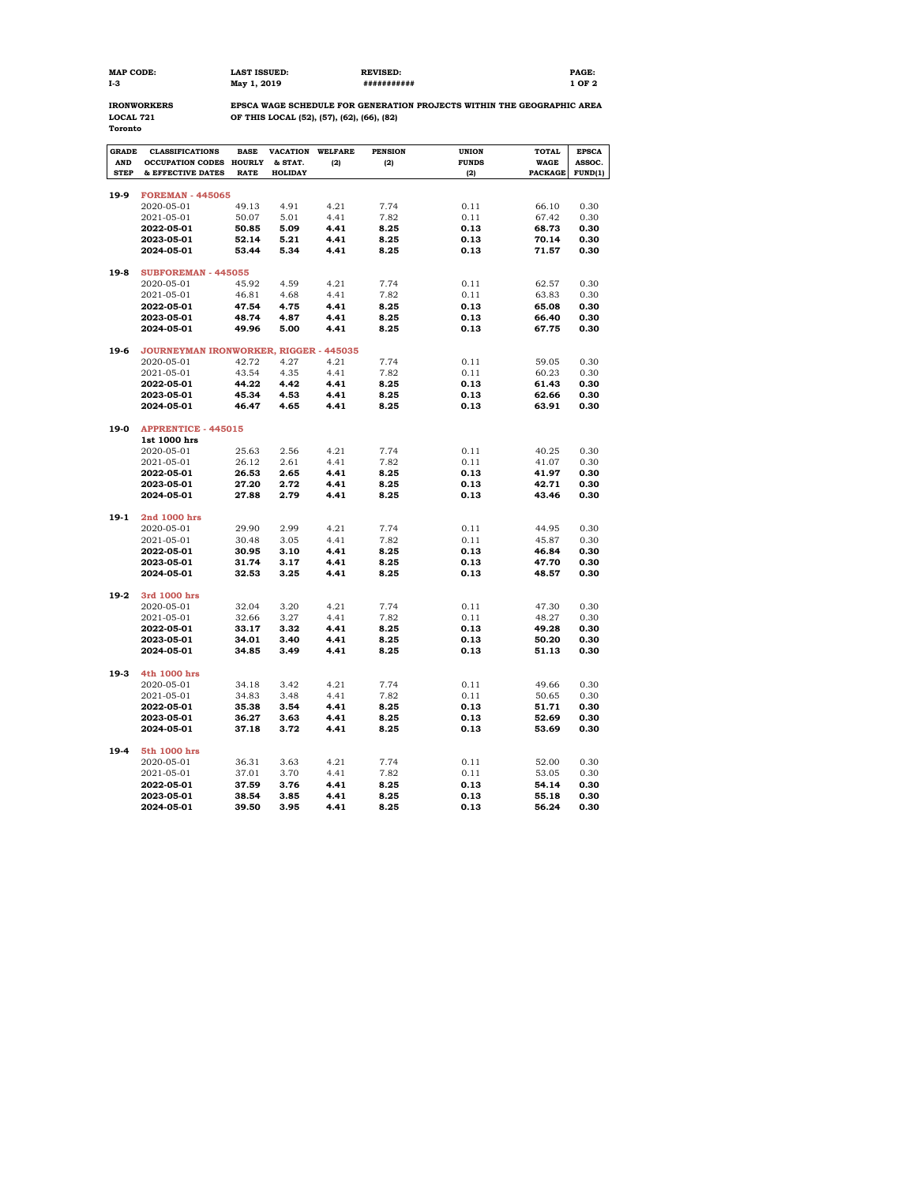| MAP CODE: | LAST ISSUED: | REVISED: |
|---|---|---|
| I-3 | May 1, 2019 | ########### |

**IRONWORKERS**
**LOCAL 721**
**Toronto**

**EPSCA WAGE SCHEDULE FOR GENERATION PROJECTS WITHIN THE GEOGRAPHIC AREA OF THIS LOCAL (52), (57), (62), (66), (82)**

| GRADE AND STEP | CLASSIFICATIONS OCCUPATION CODES & EFFECTIVE DATES | BASE HOURLY RATE | VACATION & STAT. HOLIDAY | WELFARE (2) | PENSION (2) | UNION FUNDS (2) | TOTAL WAGE PACKAGE | EPSCA ASSOC. FUND(1) |
|---|---|---|---|---|---|---|---|---|
| 19-9 | **FOREMAN - 445065** | | | | | | | |
| | 2020-05-01 | 49.13 | 4.91 | 4.21 | 7.74 | 0.11 | 66.10 | 0.30 |
| | 2021-05-01 | 50.07 | 5.01 | 4.41 | 7.82 | 0.11 | 67.42 | 0.30 |
| | **2022-05-01** | **50.85** | **5.09** | **4.41** | **8.25** | **0.13** | **68.73** | **0.30** |
| | **2023-05-01** | **52.14** | **5.21** | **4.41** | **8.25** | **0.13** | **70.14** | **0.30** |
| | **2024-05-01** | **53.44** | **5.34** | **4.41** | **8.25** | **0.13** | **71.57** | **0.30** |
| 19-8 | **SUBFOREMAN - 445055** | | | | | | | |
| | 2020-05-01 | 45.92 | 4.59 | 4.21 | 7.74 | 0.11 | 62.57 | 0.30 |
| | 2021-05-01 | 46.81 | 4.68 | 4.41 | 7.82 | 0.11 | 63.83 | 0.30 |
| | **2022-05-01** | **47.54** | **4.75** | **4.41** | **8.25** | **0.13** | **65.08** | **0.30** |
| | **2023-05-01** | **48.74** | **4.87** | **4.41** | **8.25** | **0.13** | **66.40** | **0.30** |
| | **2024-05-01** | **49.96** | **5.00** | **4.41** | **8.25** | **0.13** | **67.75** | **0.30** |
| 19-6 | **JOURNEYMAN IRONWORKER, RIGGER - 445035** | | | | | | | |
| | 2020-05-01 | 42.72 | 4.27 | 4.21 | 7.74 | 0.11 | 59.05 | 0.30 |
| | 2021-05-01 | 43.54 | 4.35 | 4.41 | 7.82 | 0.11 | 60.23 | 0.30 |
| | **2022-05-01** | **44.22** | **4.42** | **4.41** | **8.25** | **0.13** | **61.43** | **0.30** |
| | **2023-05-01** | **45.34** | **4.53** | **4.41** | **8.25** | **0.13** | **62.66** | **0.30** |
| | **2024-05-01** | **46.47** | **4.65** | **4.41** | **8.25** | **0.13** | **63.91** | **0.30** |
| 19-0 | **APPRENTICE - 445015** | | | | | | | |
| | **1st 1000 hrs** | | | | | | | |
| | 2020-05-01 | 25.63 | 2.56 | 4.21 | 7.74 | 0.11 | 40.25 | 0.30 |
| | 2021-05-01 | 26.12 | 2.61 | 4.41 | 7.82 | 0.11 | 41.07 | 0.30 |
| | **2022-05-01** | **26.53** | **2.65** | **4.41** | **8.25** | **0.13** | **41.97** | **0.30** |
| | **2023-05-01** | **27.20** | **2.72** | **4.41** | **8.25** | **0.13** | **42.71** | **0.30** |
| | **2024-05-01** | **27.88** | **2.79** | **4.41** | **8.25** | **0.13** | **43.46** | **0.30** |
| 19-1 | **2nd 1000 hrs** | | | | | | | |
| | 2020-05-01 | 29.90 | 2.99 | 4.21 | 7.74 | 0.11 | 44.95 | 0.30 |
| | 2021-05-01 | 30.48 | 3.05 | 4.41 | 7.82 | 0.11 | 45.87 | 0.30 |
| | **2022-05-01** | **30.95** | **3.10** | **4.41** | **8.25** | **0.13** | **46.84** | **0.30** |
| | **2023-05-01** | **31.74** | **3.17** | **4.41** | **8.25** | **0.13** | **47.70** | **0.30** |
| | **2024-05-01** | **32.53** | **3.25** | **4.41** | **8.25** | **0.13** | **48.57** | **0.30** |
| 19-2 | **3rd 1000 hrs** | | | | | | | |
| | 2020-05-01 | 32.04 | 3.20 | 4.21 | 7.74 | 0.11 | 47.30 | 0.30 |
| | 2021-05-01 | 32.66 | 3.27 | 4.41 | 7.82 | 0.11 | 48.27 | 0.30 |
| | **2022-05-01** | **33.17** | **3.32** | **4.41** | **8.25** | **0.13** | **49.28** | **0.30** |
| | **2023-05-01** | **34.01** | **3.40** | **4.41** | **8.25** | **0.13** | **50.20** | **0.30** |
| | **2024-05-01** | **34.85** | **3.49** | **4.41** | **8.25** | **0.13** | **51.13** | **0.30** |
| 19-3 | **4th 1000 hrs** | | | | | | | |
| | 2020-05-01 | 34.18 | 3.42 | 4.21 | 7.74 | 0.11 | 49.66 | 0.30 |
| | 2021-05-01 | 34.83 | 3.48 | 4.41 | 7.82 | 0.11 | 50.65 | 0.30 |
| | **2022-05-01** | **35.38** | **3.54** | **4.41** | **8.25** | **0.13** | **51.71** | **0.30** |
| | **2023-05-01** | **36.27** | **3.63** | **4.41** | **8.25** | **0.13** | **52.69** | **0.30** |
| | **2024-05-01** | **37.18** | **3.72** | **4.41** | **8.25** | **0.13** | **53.69** | **0.30** |
| 19-4 | **5th 1000 hrs** | | | | | | | |
| | 2020-05-01 | 36.31 | 3.63 | 4.21 | 7.74 | 0.11 | 52.00 | 0.30 |
| | 2021-05-01 | 37.01 | 3.70 | 4.41 | 7.82 | 0.11 | 53.05 | 0.30 |
| | **2022-05-01** | **37.59** | **3.76** | **4.41** | **8.25** | **0.13** | **54.14** | **0.30** |
| | **2023-05-01** | **38.54** | **3.85** | **4.41** | **8.25** | **0.13** | **55.18** | **0.30** |
| | **2024-05-01** | **39.50** | **3.95** | **4.41** | **8.25** | **0.13** | **56.24** | **0.30** |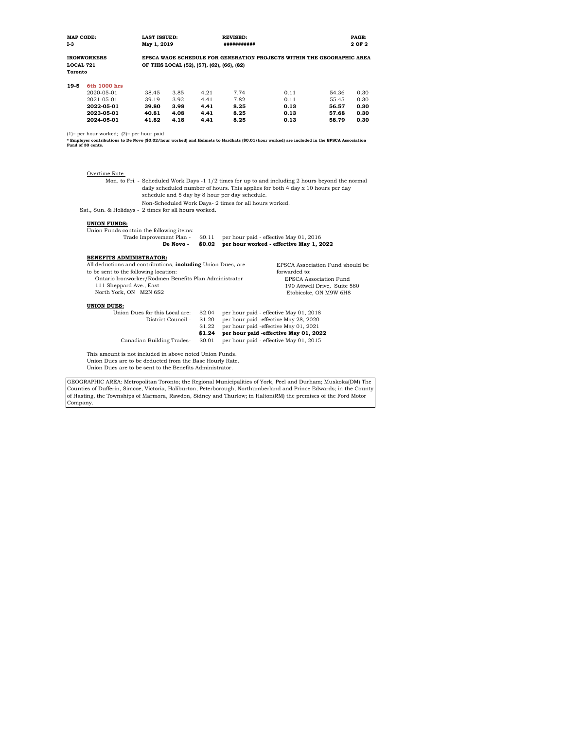**MAP CODE:** I-3 | **LAST ISSUED:** May 1, 2019 | **REVISED:** ########### | **PAGE:** 2 OF 2

**IRONWORKERS LOCAL 721 Toronto**

**EPSCA WAGE SCHEDULE FOR GENERATION PROJECTS WITHIN THE GEOGRAPHIC AREA OF THIS LOCAL (52), (57), (62), (66), (82)**

| | | | | | | | | |
|---|---|---|---|---|---|---|---|---|
| **19-5** | **6th 1000 hrs** | | | | | | | |
| | 2020-05-01 | 38.45 | 3.85 | 4.21 | 7.74 | 0.11 | 54.36 | 0.30 |
| | 2021-05-01 | 39.19 | 3.92 | 4.41 | 7.82 | 0.11 | 55.45 | 0.30 |
| | **2022-05-01** | **39.80** | **3.98** | **4.41** | **8.25** | **0.13** | **56.57** | **0.30** |
| | **2023-05-01** | **40.81** | **4.08** | **4.41** | **8.25** | **0.13** | **57.68** | **0.30** |
| | **2024-05-01** | **41.82** | **4.18** | **4.41** | **8.25** | **0.13** | **58.79** | **0.30** |

(1)= per hour worked; (2)= per hour paid

**\* Employer contributions to De Novo ($0.02/hour worked) and Helmets to Hardhats ($0.01/hour worked) are included in the EPSCA Association Fund of 30 cents.**

Overtime Rate

Mon. to Fri. - Scheduled Work Days -1 1/2 times for up to and including 2 hours beyond the normal daily scheduled number of hours. This applies for both 4 day x 10 hours per day schedule and 5 day by 8 hour per day schedule.

Non-Scheduled Work Days- 2 times for all hours worked.

Sat., Sun. & Holidays - 2 times for all hours worked.

**UNION FUNDS:**

Union Funds contain the following items:

| | | |
|---|---|---|
| Trade Improvement Plan - | $0.11 | per hour paid - effective May 01, 2016 |
| **De Novo -** | **$0.02** | **per hour worked - effective May 1, 2022** |

**BENEFITS ADMINISTRATOR:**

All deductions and contributions, **including** Union Dues, are to be sent to the following location:

Ontario Ironworker/Rodmen Benefits Plan Administrator
111 Sheppard Ave., East
North York, ON M2N 6S2

EPSCA Association Fund should be forwarded to:

EPSCA Association Fund
190 Attwell Drive, Suite 580
Etobicoke, ON M9W 6H8

**UNION DUES:**

| | | |
|---|---|---|
| Union Dues for this Local are: | $2.04 | per hour paid - effective May 01, 2018 |
| District Council - | $1.20 | per hour paid -effective May 28, 2020 |
| | $1.22 | per hour paid -effective May 01, 2021 |
| | **$1.24** | **per hour paid -effective May 01, 2022** |
| Canadian Building Trades- | $0.01 | per hour paid - effective May 01, 2015 |

This amount is not included in above noted Union Funds.
Union Dues are to be deducted from the Base Hourly Rate.
Union Dues are to be sent to the Benefits Administrator.

GEOGRAPHIC AREA: Metropolitan Toronto; the Regional Municipalities of York, Peel and Durham; Muskoka(DM) The Counties of Dufferin, Simcoe, Victoria, Haliburton, Peterborough, Northumberland and Prince Edwards; in the County of Hasting, the Townships of Marmora, Rawdon, Sidney and Thurlow; in Halton(RM) the premises of the Ford Motor Company.